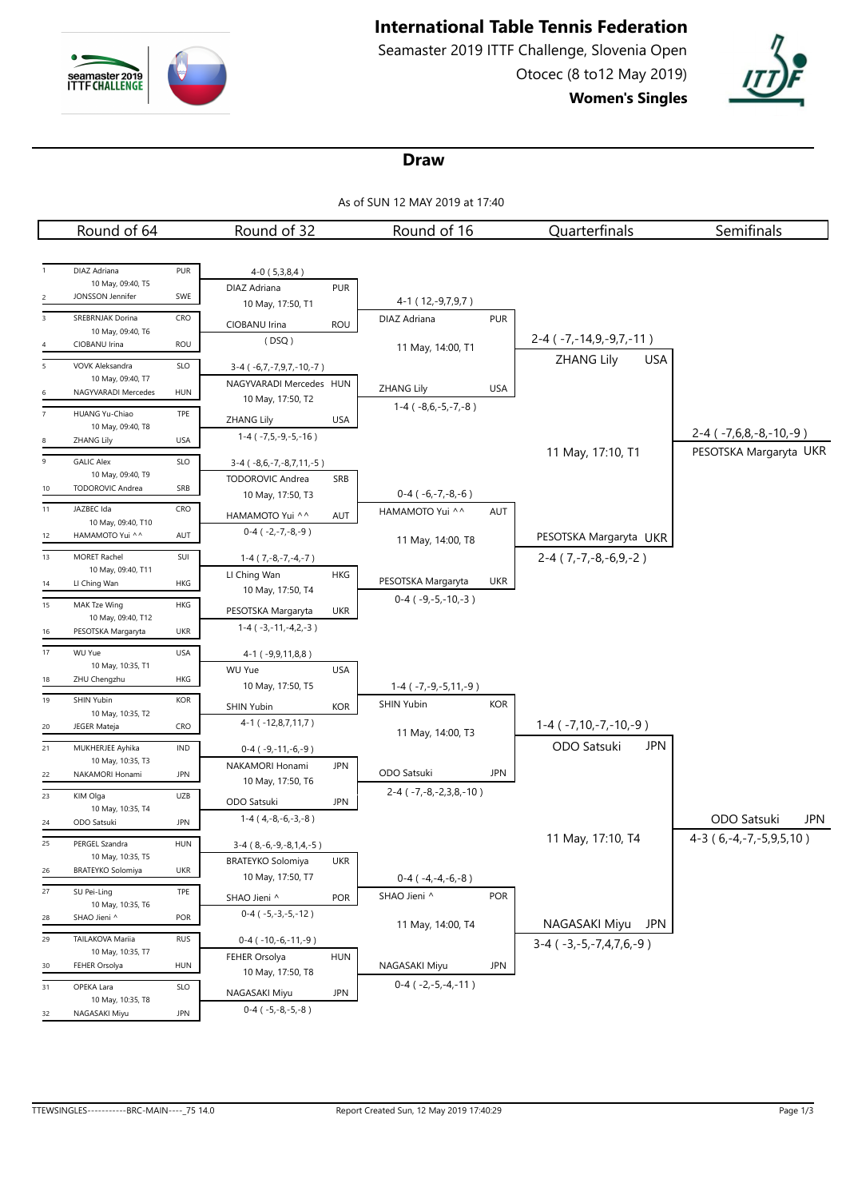# International Table Tennis Federation

Seamaster 2019 ITTF Challenge, Slovenia Open

Otocec (8 to12 May 2019)

**Women's Singles**

## Draw

As of SUN 12 MAY 2019 at 17:40

### Round of 64

| # | Player | Assoc | Match | Result |
|---|---|---|---|---|
| 1 | DIAZ Adriana | PUR | 10 May, 09:40, T5 | 4-0 ( 5,3,8,4 ) |
| 2 | JONSSON Jennifer | SWE | | |
| 3 | SREBRNJAK Dorina | CRO | 10 May, 09:40, T6 | ( DSQ ) |
| 4 | CIOBANU Irina | ROU | | |
| 5 | VOVK Aleksandra | SLO | 10 May, 09:40, T7 | 3-4 ( -6,7,-7,9,7,-10,-7 ) |
| 6 | NAGYVARADI Mercedes | HUN | | |
| 7 | HUANG Yu-Chiao | TPE | 10 May, 09:40, T8 | 1-4 ( -7,5,-9,-5,-16 ) |
| 8 | ZHANG Lily | USA | | |
| 9 | GALIC Alex | SLO | 10 May, 09:40, T9 | 3-4 ( -8,6,-7,-8,7,11,-5 ) |
| 10 | TODOROVIC Andrea | SRB | | |
| 11 | JAZBEC Ida | CRO | 10 May, 09:40, T10 | 0-4 ( -2,-7,-8,-9 ) |
| 12 | HAMAMOTO Yui ^^ | AUT | | |
| 13 | MORET Rachel | SUI | 10 May, 09:40, T11 | 1-4 ( 7,-8,-7,-4,-7 ) |
| 14 | LI Ching Wan | HKG | | |
| 15 | MAK Tze Wing | HKG | 10 May, 09:40, T12 | 1-4 ( -3,-11,-4,2,-3 ) |
| 16 | PESOTSKA Margaryta | UKR | | |
| 17 | WU Yue | USA | 10 May, 10:35, T1 | 4-1 ( -9,9,11,8,8 ) |
| 18 | ZHU Chengzhu | HKG | | |
| 19 | SHIN Yubin | KOR | 10 May, 10:35, T2 | 4-1 ( -12,8,7,11,7 ) |
| 20 | JEGER Mateja | CRO | | |
| 21 | MUKHERJEE Ayhika | IND | 10 May, 10:35, T3 | 0-4 ( -9,-11,-6,-9 ) |
| 22 | NAKAMORI Honami | JPN | | |
| 23 | KIM Olga | UZB | 10 May, 10:35, T4 | 1-4 ( 4,-8,-6,-3,-8 ) |
| 24 | ODO Satsuki | JPN | | |
| 25 | PERGEL Szandra | HUN | 10 May, 10:35, T5 | 3-4 ( 8,-6,-9,-8,1,4,-5 ) |
| 26 | BRATEYKO Solomiya | UKR | | |
| 27 | SU Pei-Ling | TPE | 10 May, 10:35, T6 | 0-4 ( -5,-3,-5,-12 ) |
| 28 | SHAO Jieni ^ | POR | | |
| 29 | TAILAKOVA Mariia | RUS | 10 May, 10:35, T7 | 0-4 ( -10,-6,-11,-9 ) |
| 30 | FEHER Orsolya | HUN | | |
| 31 | OPEKA Lara | SLO | 10 May, 10:35, T8 | 0-4 ( -5,-8,-5,-8 ) |
| 32 | NAGASAKI Miyu | JPN | | |

### Round of 32

| Winner | Assoc | Match | Result |
|---|---|---|---|
| DIAZ Adriana | PUR | 10 May, 17:50, T1 | 4-1 ( 12,-9,7,9,7 ) |
| CIOBANU Irina | ROU | | |
| NAGYVARADI Mercedes | HUN | 10 May, 17:50, T2 | 1-4 ( -8,6,-5,-7,-8 ) |
| ZHANG Lily | USA | | |
| TODOROVIC Andrea | SRB | 10 May, 17:50, T3 | 0-4 ( -6,-7,-8,-6 ) |
| HAMAMOTO Yui ^^ | AUT | | |
| LI Ching Wan | HKG | 10 May, 17:50, T4 | 0-4 ( -9,-5,-10,-3 ) |
| PESOTSKA Margaryta | UKR | | |
| WU Yue | USA | 10 May, 17:50, T5 | 1-4 ( -7,-9,-5,11,-9 ) |
| SHIN Yubin | KOR | | |
| NAKAMORI Honami | JPN | 10 May, 17:50, T6 | 2-4 ( -7,-8,-2,3,8,-10 ) |
| ODO Satsuki | JPN | | |
| BRATEYKO Solomiya | UKR | 10 May, 17:50, T7 | 0-4 ( -4,-4,-6,-8 ) |
| SHAO Jieni ^ | POR | | |
| FEHER Orsolya | HUN | 10 May, 17:50, T8 | 0-4 ( -2,-5,-4,-11 ) |
| NAGASAKI Miyu | JPN | | |

### Round of 16

| Winner | Assoc | Match | Result |
|---|---|---|---|
| DIAZ Adriana | PUR | 11 May, 14:00, T1 | 2-4 ( -7,-14,9,-9,7,-11 ) |
| ZHANG Lily | USA | | |
| HAMAMOTO Yui ^^ | AUT | 11 May, 14:00, T8 | 2-4 ( 7,-7,-8,-6,9,-2 ) |
| PESOTSKA Margaryta | UKR | | |
| SHIN Yubin | KOR | 11 May, 14:00, T3 | 1-4 ( -7,10,-7,-10,-9 ) |
| ODO Satsuki | JPN | | |
| SHAO Jieni ^ | POR | 11 May, 14:00, T4 | 3-4 ( -3,-5,-7,4,7,6,-9 ) |
| NAGASAKI Miyu | JPN | | |

### Quarterfinals

| Winner | Assoc | Match | Result |
|---|---|---|---|
| ZHANG Lily | USA | 11 May, 17:10, T1 | 2-4 ( -7,6,8,-8,-10,-9 ) |
| PESOTSKA Margaryta | UKR | | |
| ODO Satsuki | JPN | 11 May, 17:10, T4 | 4-3 ( 6,-4,-7,-5,9,5,10 ) |
| NAGASAKI Miyu | JPN | | |

### Semifinals

| Winner | Assoc |
|---|---|
| PESOTSKA Margaryta | UKR |
| ODO Satsuki | JPN |

TTEWSINGLES-----------BRC-MAIN----_75 14.0

Report Created Sun, 12 May 2019 17:40:29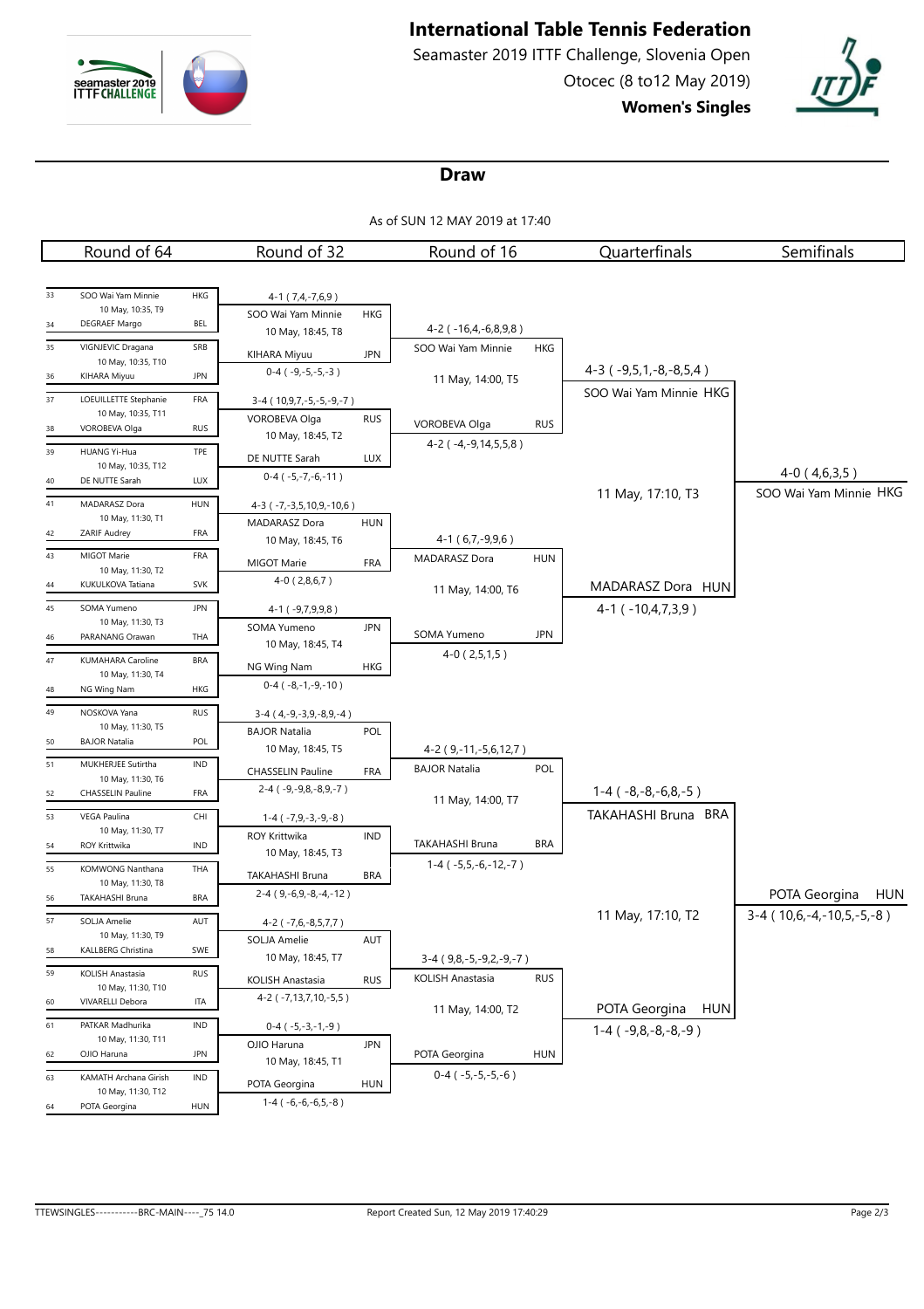# International Table Tennis Federation

Seamaster 2019 ITTF Challenge, Slovenia Open

Otocec (8 to12 May 2019)

**Women's Singles**

## Draw

As of SUN 12 MAY 2019 at 17:40

### Round of 64

| # | Player | Assoc | Match info |
|---|---|---|---|
| 33 | SOO Wai Yam Minnie | HKG | 10 May, 10:35, T9 |
| 34 | DEGRAEF Margo | BEL | |
| 35 | VIGNJEVIC Dragana | SRB | 10 May, 10:35, T10 |
| 36 | KIHARA Miyuu | JPN | |
| 37 | LOEUILLETTE Stephanie | FRA | 10 May, 10:35, T11 |
| 38 | VOROBEVA Olga | RUS | |
| 39 | HUANG Yi-Hua | TPE | 10 May, 10:35, T12 |
| 40 | DE NUTTE Sarah | LUX | |
| 41 | MADARASZ Dora | HUN | 10 May, 11:30, T1 |
| 42 | ZARIF Audrey | FRA | |
| 43 | MIGOT Marie | FRA | 10 May, 11:30, T2 |
| 44 | KUKULKOVA Tatiana | SVK | |
| 45 | SOMA Yumeno | JPN | 10 May, 11:30, T3 |
| 46 | PARANANG Orawan | THA | |
| 47 | KUMAHARA Caroline | BRA | 10 May, 11:30, T4 |
| 48 | NG Wing Nam | HKG | |
| 49 | NOSKOVA Yana | RUS | 10 May, 11:30, T5 |
| 50 | BAJOR Natalia | POL | |
| 51 | MUKHERJEE Sutirtha | IND | 10 May, 11:30, T6 |
| 52 | CHASSELIN Pauline | FRA | |
| 53 | VEGA Paulina | CHI | 10 May, 11:30, T7 |
| 54 | ROY Krittwika | IND | |
| 55 | KOMWONG Nanthana | THA | 10 May, 11:30, T8 |
| 56 | TAKAHASHI Bruna | BRA | |
| 57 | SOLJA Amelie | AUT | 10 May, 11:30, T9 |
| 58 | KALLBERG Christina | SWE | |
| 59 | KOLISH Anastasia | RUS | 10 May, 11:30, T10 |
| 60 | VIVARELLI Debora | ITA | |
| 61 | PATKAR Madhurika | IND | 10 May, 11:30, T11 |
| 62 | OJIO Haruna | JPN | |
| 63 | KAMATH Archana Girish | IND | 10 May, 11:30, T12 |
| 64 | POTA Georgina | HUN | |

### Round of 32

| Winner | Assoc | Score (R64) | Match info |
|---|---|---|---|
| SOO Wai Yam Minnie | HKG | 4-1 ( 7,4,-7,6,9 ) | 10 May, 18:45, T8 |
| KIHARA Miyuu | JPN | 0-4 ( -9,-5,-5,-3 ) | |
| VOROBEVA Olga | RUS | 3-4 ( 10,9,7,-5,-5,-9,-7 ) | 10 May, 18:45, T2 |
| DE NUTTE Sarah | LUX | 0-4 ( -5,-7,-6,-11 ) | |
| MADARASZ Dora | HUN | 4-3 ( -7,-3,5,10,9,-10,6 ) | 10 May, 18:45, T6 |
| MIGOT Marie | FRA | 4-0 ( 2,8,6,7 ) | |
| SOMA Yumeno | JPN | 4-1 ( -9,7,9,9,8 ) | 10 May, 18:45, T4 |
| NG Wing Nam | HKG | 0-4 ( -8,-1,-9,-10 ) | |
| BAJOR Natalia | POL | 3-4 ( 4,-9,-3,9,-8,9,-4 ) | 10 May, 18:45, T5 |
| CHASSELIN Pauline | FRA | 2-4 ( -9,-9,8,-8,9,-7 ) | |
| ROY Krittwika | IND | 1-4 ( -7,9,-3,-9,-8 ) | 10 May, 18:45, T3 |
| TAKAHASHI Bruna | BRA | 2-4 ( 9,-6,9,-8,-4,-12 ) | |
| SOLJA Amelie | AUT | 4-2 ( -7,6,-8,5,7,7 ) | 10 May, 18:45, T7 |
| KOLISH Anastasia | RUS | 4-2 ( -7,13,7,10,-5,5 ) | |
| OJIO Haruna | JPN | 0-4 ( -5,-3,-1,-9 ) | 10 May, 18:45, T1 |
| POTA Georgina | HUN | 1-4 ( -6,-6,-6,5,-8 ) | |

### Round of 16

| Winner | Assoc | Score (R32) | Match info |
|---|---|---|---|
| SOO Wai Yam Minnie | HKG | 4-2 ( -16,4,-6,8,9,8 ) | 11 May, 14:00, T5 |
| VOROBEVA Olga | RUS | 4-2 ( -4,-9,14,5,5,8 ) | |
| MADARASZ Dora | HUN | 4-1 ( 6,7,-9,9,6 ) | 11 May, 14:00, T6 |
| SOMA Yumeno | JPN | 4-0 ( 2,5,1,5 ) | |
| BAJOR Natalia | POL | 4-2 ( 9,-11,-5,6,12,7 ) | 11 May, 14:00, T7 |
| TAKAHASHI Bruna | BRA | 1-4 ( -5,5,-6,-12,-7 ) | |
| KOLISH Anastasia | RUS | 3-4 ( 9,8,-5,-9,2,-9,-7 ) | 11 May, 14:00, T2 |
| POTA Georgina | HUN | 0-4 ( -5,-5,-5,-6 ) | |

### Quarterfinals

| Winner | Assoc | Score (R16) | Match info |
|---|---|---|---|
| SOO Wai Yam Minnie | HKG | 4-3 ( -9,5,1,-8,-8,5,4 ) | 11 May, 17:10, T3 |
| MADARASZ Dora | HUN | 4-1 ( -10,4,7,3,9 ) | |
| TAKAHASHI Bruna | BRA | 1-4 ( -8,-8,-6,8,-5 ) | 11 May, 17:10, T2 |
| POTA Georgina | HUN | 1-4 ( -9,8,-8,-8,-9 ) | |

### Semifinals

| Winner | Assoc | Score (QF) |
|---|---|---|
| SOO Wai Yam Minnie | HKG | 4-0 ( 4,6,3,5 ) |
| POTA Georgina | HUN | 3-4 ( 10,6,-4,-10,5,-5,-8 ) |

TTEWSINGLES-----------BRC-MAIN----_75 14.0 | Report Created Sun, 12 May 2019 17:40:29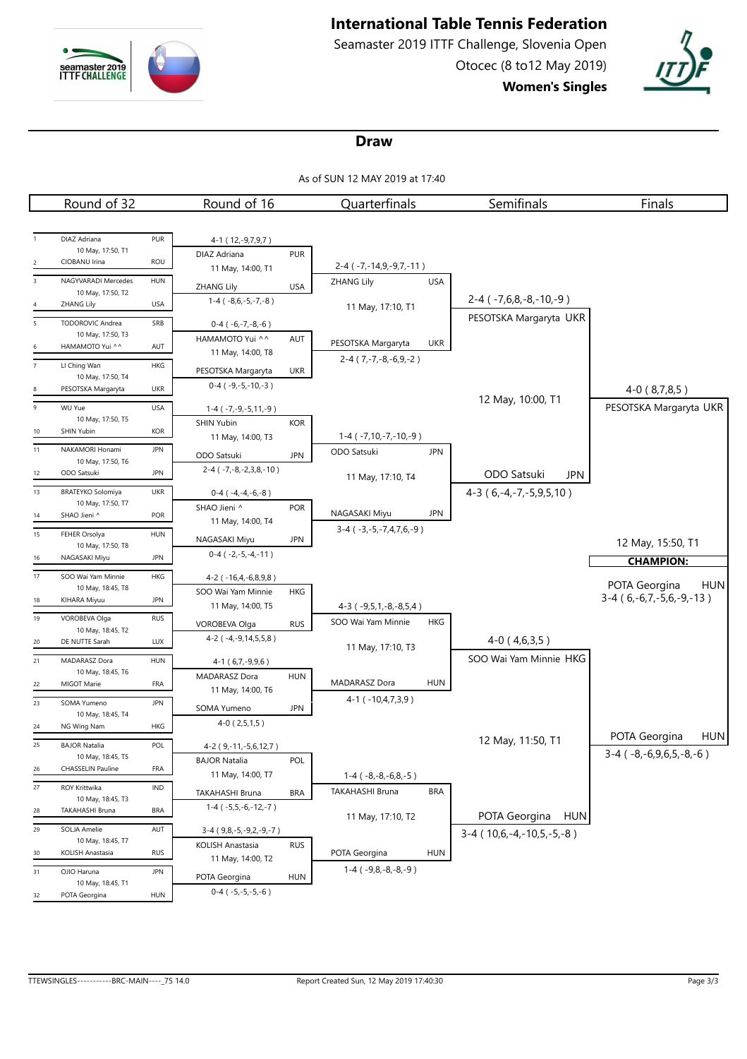# International Table Tennis Federation

Seamaster 2019 ITTF Challenge, Slovenia Open

Otocec (8 to12 May 2019)

**Women's Singles**

## Draw

As of SUN 12 MAY 2019 at 17:40

### Round of 32

| # | Player | Assoc | Match |
|---|---|---|---|
| 1 | DIAZ Adriana | PUR | 10 May, 17:50, T1 |
| 2 | CIOBANU Irina | ROU | |
| 3 | NAGYVARADI Mercedes | HUN | 10 May, 17:50, T2 |
| 4 | ZHANG Lily | USA | |
| 5 | TODOROVIC Andrea | SRB | 10 May, 17:50, T3 |
| 6 | HAMAMOTO Yui ^^ | AUT | |
| 7 | LI Ching Wan | HKG | 10 May, 17:50, T4 |
| 8 | PESOTSKA Margaryta | UKR | |
| 9 | WU Yue | USA | 10 May, 17:50, T5 |
| 10 | SHIN Yubin | KOR | |
| 11 | NAKAMORI Honami | JPN | 10 May, 17:50, T6 |
| 12 | ODO Satsuki | JPN | |
| 13 | BRATEYKO Solomiya | UKR | 10 May, 17:50, T7 |
| 14 | SHAO Jieni ^ | POR | |
| 15 | FEHER Orsolya | HUN | 10 May, 17:50, T8 |
| 16 | NAGASAKI Miyu | JPN | |
| 17 | SOO Wai Yam Minnie | HKG | 10 May, 18:45, T8 |
| 18 | KIHARA Miyuu | JPN | |
| 19 | VOROBEVA Olga | RUS | 10 May, 18:45, T2 |
| 20 | DE NUTTE Sarah | LUX | |
| 21 | MADARASZ Dora | HUN | 10 May, 18:45, T6 |
| 22 | MIGOT Marie | FRA | |
| 23 | SOMA Yumeno | JPN | 10 May, 18:45, T4 |
| 24 | NG Wing Nam | HKG | |
| 25 | BAJOR Natalia | POL | 10 May, 18:45, T5 |
| 26 | CHASSELIN Pauline | FRA | |
| 27 | ROY Krittwika | IND | 10 May, 18:45, T3 |
| 28 | TAKAHASHI Bruna | BRA | |
| 29 | SOLJA Amelie | AUT | 10 May, 18:45, T7 |
| 30 | KOLISH Anastasia | RUS | |
| 31 | OJIO Haruna | JPN | 10 May, 18:45, T1 |
| 32 | POTA Georgina | HUN | |

### Round of 16

| Winner | Assoc | Score | Next match |
|---|---|---|---|
| DIAZ Adriana | PUR | 4-1 ( 12,-9,7,9,7 ) | 11 May, 14:00, T1 |
| ZHANG Lily | USA | 1-4 ( -8,6,-5,-7,-8 ) | |
| HAMAMOTO Yui ^^ | AUT | 0-4 ( -6,-7,-8,-6 ) | 11 May, 14:00, T8 |
| PESOTSKA Margaryta | UKR | 0-4 ( -9,-5,-10,-3 ) | |
| SHIN Yubin | KOR | 1-4 ( -7,-9,-5,11,-9 ) | 11 May, 14:00, T3 |
| ODO Satsuki | JPN | 2-4 ( -7,-8,-2,3,8,-10 ) | |
| SHAO Jieni ^ | POR | 0-4 ( -4,-4,-6,-8 ) | 11 May, 14:00, T4 |
| NAGASAKI Miyu | JPN | 0-4 ( -2,-5,-4,-11 ) | |
| SOO Wai Yam Minnie | HKG | 4-2 ( -16,4,-6,8,9,8 ) | 11 May, 14:00, T5 |
| VOROBEVA Olga | RUS | 4-2 ( -4,-9,14,5,5,8 ) | |
| MADARASZ Dora | HUN | 4-1 ( 6,7,-9,9,6 ) | 11 May, 14:00, T6 |
| SOMA Yumeno | JPN | 4-0 ( 2,5,1,5 ) | |
| BAJOR Natalia | POL | 4-2 ( 9,-11,-5,6,12,7 ) | 11 May, 14:00, T7 |
| TAKAHASHI Bruna | BRA | 1-4 ( -5,5,-6,-12,-7 ) | |
| KOLISH Anastasia | RUS | 3-4 ( 9,8,-5,-9,2,-9,-7 ) | 11 May, 14:00, T2 |
| POTA Georgina | HUN | 0-4 ( -5,-5,-5,-6 ) | |

### Quarterfinals

| Winner | Assoc | Score | Next match |
|---|---|---|---|
| ZHANG Lily | USA | 2-4 ( -7,-14,9,-9,7,-11 ) | 11 May, 17:10, T1 |
| PESOTSKA Margaryta | UKR | 2-4 ( 7,-7,-8,-6,9,-2 ) | |
| ODO Satsuki | JPN | 1-4 ( -7,10,-7,-10,-9 ) | 11 May, 17:10, T4 |
| NAGASAKI Miyu | JPN | 3-4 ( -3,-5,-7,4,7,6,-9 ) | |
| SOO Wai Yam Minnie | HKG | 4-3 ( -9,5,1,-8,-8,5,4 ) | 11 May, 17:10, T3 |
| MADARASZ Dora | HUN | 4-1 ( -10,4,7,3,9 ) | |
| TAKAHASHI Bruna | BRA | 1-4 ( -8,-8,-6,8,-5 ) | 11 May, 17:10, T2 |
| POTA Georgina | HUN | 1-4 ( -9,8,-8,-8,-9 ) | |

### Semifinals

| Winner | Assoc | Score | Next match |
|---|---|---|---|
| PESOTSKA Margaryta | UKR | 2-4 ( -7,6,8,-8,-10,-9 ) | 12 May, 10:00, T1 |
| ODO Satsuki | JPN | 4-3 ( 6,-4,-7,-5,9,5,10 ) | |
| SOO Wai Yam Minnie | HKG | 4-0 ( 4,6,3,5 ) | 12 May, 11:50, T1 |
| POTA Georgina | HUN | 3-4 ( 10,6,-4,-10,5,-5,-8 ) | |

### Finals

| Winner | Assoc | Score | Next match |
|---|---|---|---|
| PESOTSKA Margaryta | UKR | 4-0 ( 8,7,8,5 ) | 12 May, 15:50, T1 |
| POTA Georgina | HUN | 3-4 ( -8,-6,9,6,5,-8,-6 ) | |

**CHAMPION:**

POTA Georgina HUN

3-4 ( 6,-6,7,-5,6,-9,-13 )

TTEWSINGLES-----------BRC-MAIN----_75 14.0

Report Created Sun, 12 May 2019 17:40:30